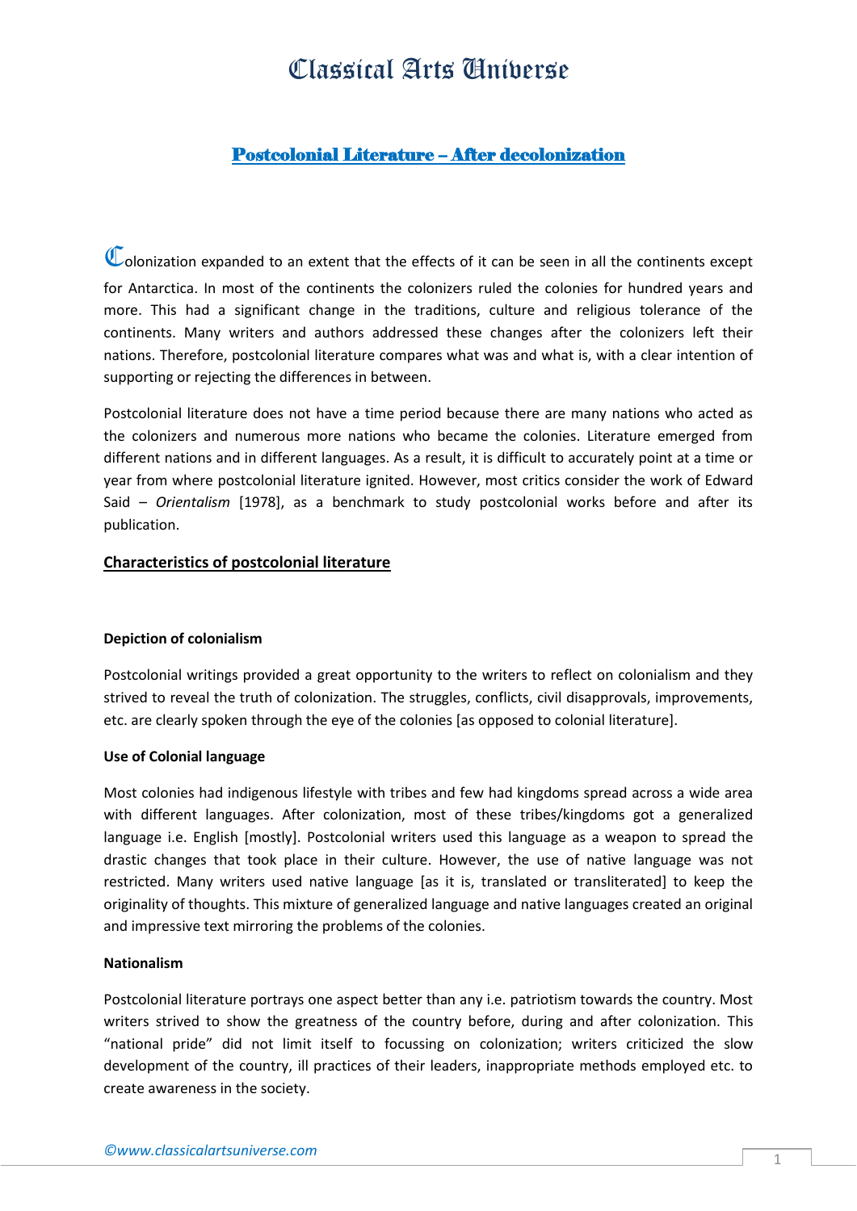# Postcolonial Literature – After decolonization

Colonization expanded to an extent that the effects of it can be seen in all the continents except for Antarctica. In most of the continents the colonizers ruled the colonies for hundred years and more. This had a significant change in the traditions, culture and religious tolerance of the continents. Many writers and authors addressed these changes after the colonizers left their nations. Therefore, postcolonial literature compares what was and what is, with a clear intention of supporting or rejecting the differences in between.

Postcolonial literature does not have a time period because there are many nations who acted as the colonizers and numerous more nations who became the colonies. Literature emerged from different nations and in different languages. As a result, it is difficult to accurately point at a time or year from where postcolonial literature ignited. However, most critics consider the work of Edward Said – *Orientalism* [1978], as a benchmark to study postcolonial works before and after its publication.

## Characteristics of postcolonial literature

### Depiction of colonialism

Postcolonial writings provided a great opportunity to the writers to reflect on colonialism and they strived to reveal the truth of colonization. The struggles, conflicts, civil disapprovals, improvements, etc. are clearly spoken through the eye of the colonies [as opposed to colonial literature].

### Use of Colonial language

Most colonies had indigenous lifestyle with tribes and few had kingdoms spread across a wide area with different languages. After colonization, most of these tribes/kingdoms got a generalized language i.e. English [mostly]. Postcolonial writers used this language as a weapon to spread the drastic changes that took place in their culture. However, the use of native language was not restricted. Many writers used native language [as it is, translated or transliterated] to keep the originality of thoughts. This mixture of generalized language and native languages created an original and impressive text mirroring the problems of the colonies.

### Nationalism

Postcolonial literature portrays one aspect better than any i.e. patriotism towards the country. Most writers strived to show the greatness of the country before, during and after colonization. This "national pride" did not limit itself to focussing on colonization; writers criticized the slow development of the country, ill practices of their leaders, inappropriate methods employed etc. to create awareness in the society.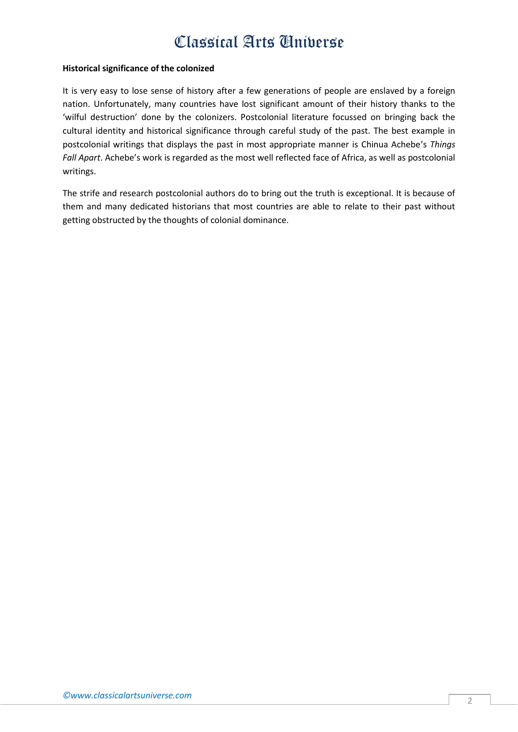**Historical significance of the colonized**

It is very easy to lose sense of history after a few generations of people are enslaved by a foreign nation. Unfortunately, many countries have lost significant amount of their history thanks to the 'wilful destruction' done by the colonizers. Postcolonial literature focussed on bringing back the cultural identity and historical significance through careful study of the past. The best example in postcolonial writings that displays the past in most appropriate manner is Chinua Achebe's *Things Fall Apart*. Achebe's work is regarded as the most well reflected face of Africa, as well as postcolonial writings.

The strife and research postcolonial authors do to bring out the truth is exceptional. It is because of them and many dedicated historians that most countries are able to relate to their past without getting obstructed by the thoughts of colonial dominance.